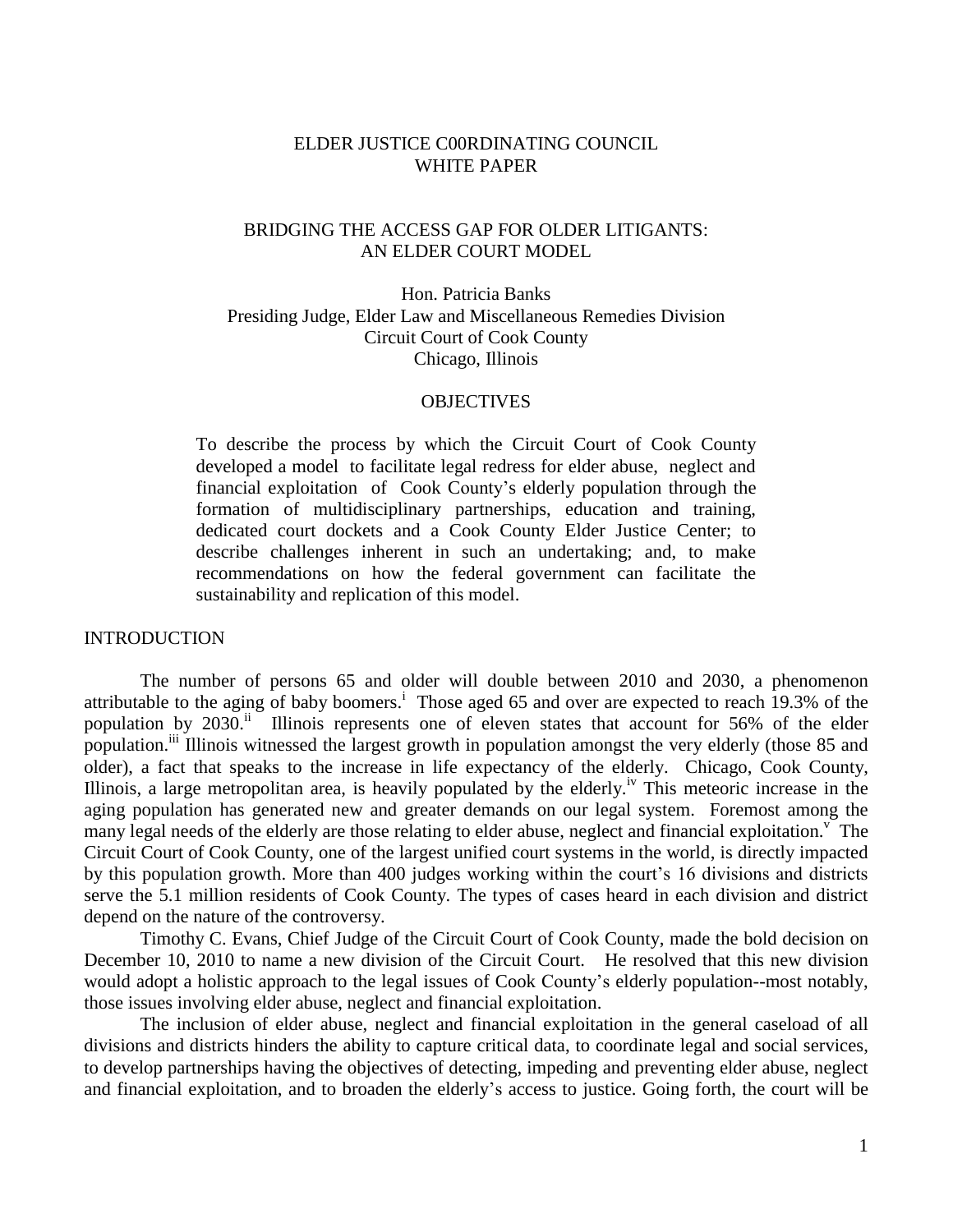# ELDER JUSTICE C00RDINATING COUNCIL WHITE PAPER

## BRIDGING THE ACCESS GAP FOR OLDER LITIGANTS: AN ELDER COURT MODEL

Hon. Patricia Banks
Presiding Judge, Elder Law and Miscellaneous Remedies Division
Circuit Court of Cook County
Chicago, Illinois

### OBJECTIVES

To describe the process by which the Circuit Court of Cook County developed a model to facilitate legal redress for elder abuse, neglect and financial exploitation of Cook County's elderly population through the formation of multidisciplinary partnerships, education and training, dedicated court dockets and a Cook County Elder Justice Center; to describe challenges inherent in such an undertaking; and, to make recommendations on how the federal government can facilitate the sustainability and replication of this model.

### INTRODUCTION

The number of persons 65 and older will double between 2010 and 2030, a phenomenon attributable to the aging of baby boomers.[i] Those aged 65 and over are expected to reach 19.3% of the population by 2030.[ii] Illinois represents one of eleven states that account for 56% of the elder population.[iii] Illinois witnessed the largest growth in population amongst the very elderly (those 85 and older), a fact that speaks to the increase in life expectancy of the elderly. Chicago, Cook County, Illinois, a large metropolitan area, is heavily populated by the elderly.[iv] This meteoric increase in the aging population has generated new and greater demands on our legal system. Foremost among the many legal needs of the elderly are those relating to elder abuse, neglect and financial exploitation.[v] The Circuit Court of Cook County, one of the largest unified court systems in the world, is directly impacted by this population growth. More than 400 judges working within the court's 16 divisions and districts serve the 5.1 million residents of Cook County. The types of cases heard in each division and district depend on the nature of the controversy.

Timothy C. Evans, Chief Judge of the Circuit Court of Cook County, made the bold decision on December 10, 2010 to name a new division of the Circuit Court. He resolved that this new division would adopt a holistic approach to the legal issues of Cook County's elderly population--most notably, those issues involving elder abuse, neglect and financial exploitation.

The inclusion of elder abuse, neglect and financial exploitation in the general caseload of all divisions and districts hinders the ability to capture critical data, to coordinate legal and social services, to develop partnerships having the objectives of detecting, impeding and preventing elder abuse, neglect and financial exploitation, and to broaden the elderly's access to justice. Going forth, the court will be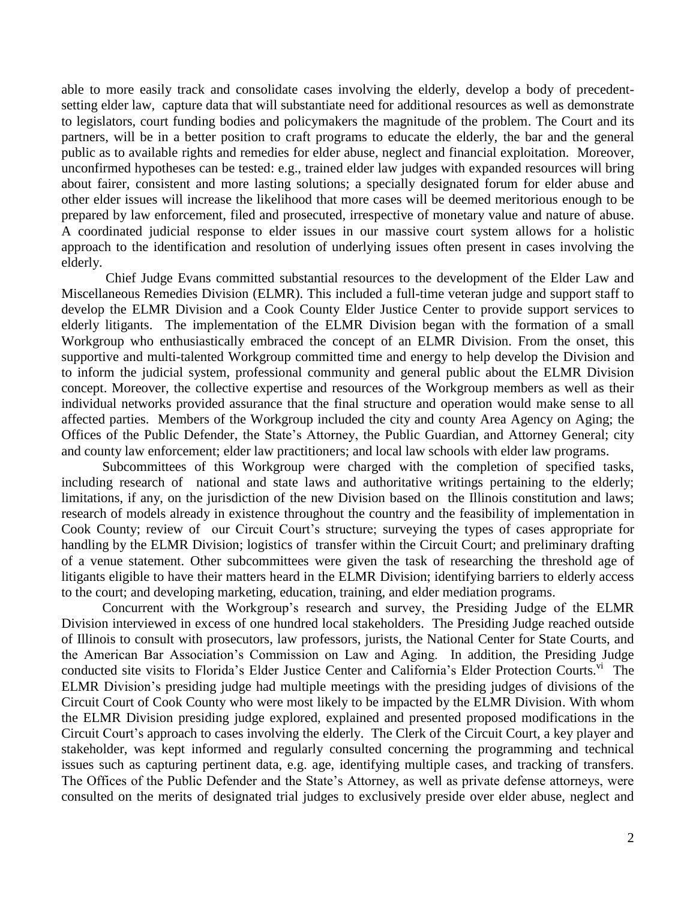able to more easily track and consolidate cases involving the elderly, develop a body of precedent-setting elder law, capture data that will substantiate need for additional resources as well as demonstrate to legislators, court funding bodies and policymakers the magnitude of the problem. The Court and its partners, will be in a better position to craft programs to educate the elderly, the bar and the general public as to available rights and remedies for elder abuse, neglect and financial exploitation. Moreover, unconfirmed hypotheses can be tested: e.g., trained elder law judges with expanded resources will bring about fairer, consistent and more lasting solutions; a specially designated forum for elder abuse and other elder issues will increase the likelihood that more cases will be deemed meritorious enough to be prepared by law enforcement, filed and prosecuted, irrespective of monetary value and nature of abuse. A coordinated judicial response to elder issues in our massive court system allows for a holistic approach to the identification and resolution of underlying issues often present in cases involving the elderly.

Chief Judge Evans committed substantial resources to the development of the Elder Law and Miscellaneous Remedies Division (ELMR). This included a full-time veteran judge and support staff to develop the ELMR Division and a Cook County Elder Justice Center to provide support services to elderly litigants. The implementation of the ELMR Division began with the formation of a small Workgroup who enthusiastically embraced the concept of an ELMR Division. From the onset, this supportive and multi-talented Workgroup committed time and energy to help develop the Division and to inform the judicial system, professional community and general public about the ELMR Division concept. Moreover, the collective expertise and resources of the Workgroup members as well as their individual networks provided assurance that the final structure and operation would make sense to all affected parties. Members of the Workgroup included the city and county Area Agency on Aging; the Offices of the Public Defender, the State's Attorney, the Public Guardian, and Attorney General; city and county law enforcement; elder law practitioners; and local law schools with elder law programs.

Subcommittees of this Workgroup were charged with the completion of specified tasks, including research of national and state laws and authoritative writings pertaining to the elderly; limitations, if any, on the jurisdiction of the new Division based on the Illinois constitution and laws; research of models already in existence throughout the country and the feasibility of implementation in Cook County; review of our Circuit Court's structure; surveying the types of cases appropriate for handling by the ELMR Division; logistics of transfer within the Circuit Court; and preliminary drafting of a venue statement. Other subcommittees were given the task of researching the threshold age of litigants eligible to have their matters heard in the ELMR Division; identifying barriers to elderly access to the court; and developing marketing, education, training, and elder mediation programs.

Concurrent with the Workgroup's research and survey, the Presiding Judge of the ELMR Division interviewed in excess of one hundred local stakeholders. The Presiding Judge reached outside of Illinois to consult with prosecutors, law professors, jurists, the National Center for State Courts, and the American Bar Association's Commission on Law and Aging. In addition, the Presiding Judge conducted site visits to Florida's Elder Justice Center and California's Elder Protection Courts.[vi] The ELMR Division's presiding judge had multiple meetings with the presiding judges of divisions of the Circuit Court of Cook County who were most likely to be impacted by the ELMR Division. With whom the ELMR Division presiding judge explored, explained and presented proposed modifications in the Circuit Court's approach to cases involving the elderly. The Clerk of the Circuit Court, a key player and stakeholder, was kept informed and regularly consulted concerning the programming and technical issues such as capturing pertinent data, e.g. age, identifying multiple cases, and tracking of transfers. The Offices of the Public Defender and the State's Attorney, as well as private defense attorneys, were consulted on the merits of designated trial judges to exclusively preside over elder abuse, neglect and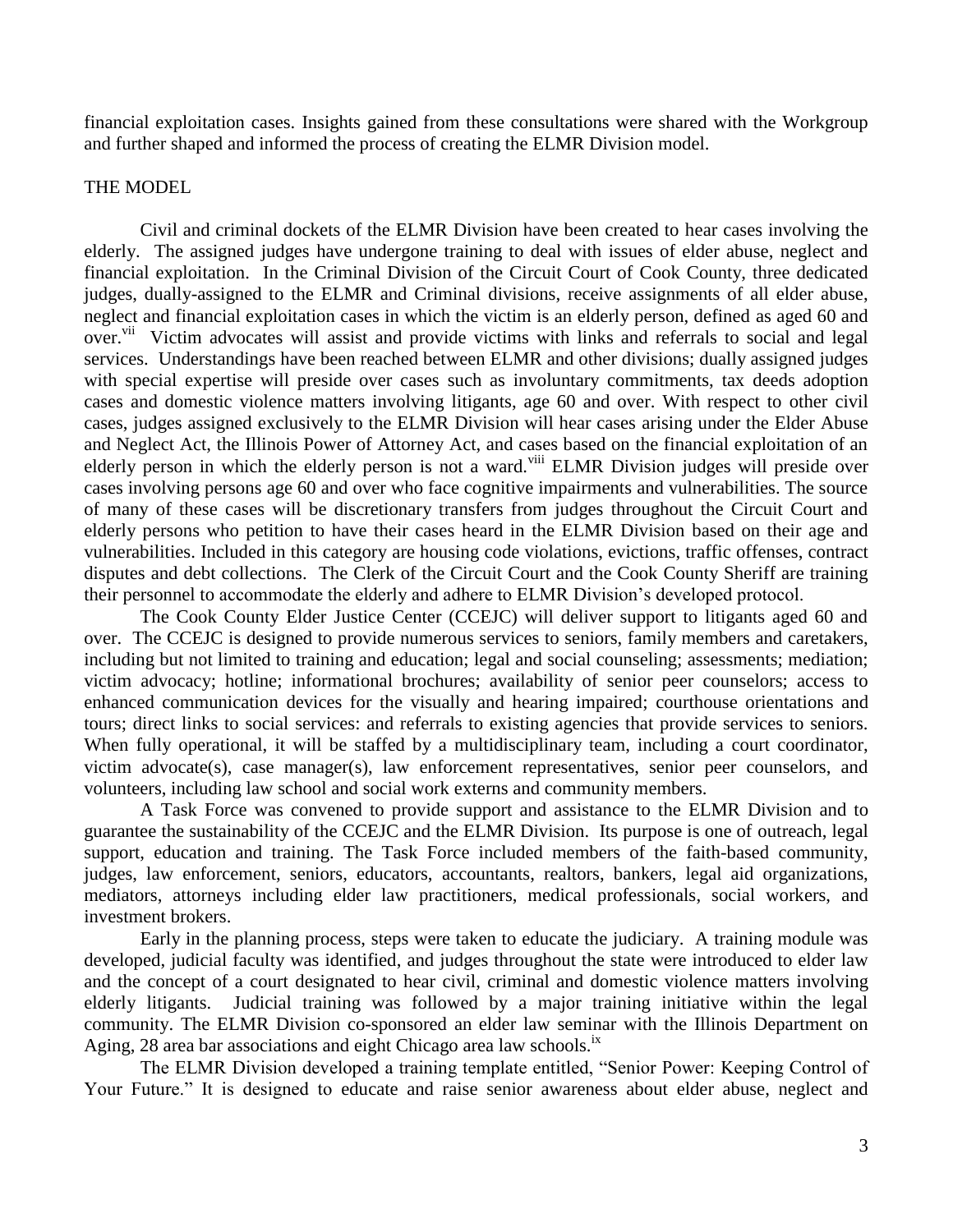financial exploitation cases. Insights gained from these consultations were shared with the Workgroup and further shaped and informed the process of creating the ELMR Division model.

## THE MODEL

Civil and criminal dockets of the ELMR Division have been created to hear cases involving the elderly. The assigned judges have undergone training to deal with issues of elder abuse, neglect and financial exploitation. In the Criminal Division of the Circuit Court of Cook County, three dedicated judges, dually-assigned to the ELMR and Criminal divisions, receive assignments of all elder abuse, neglect and financial exploitation cases in which the victim is an elderly person, defined as aged 60 and over.[vii] Victim advocates will assist and provide victims with links and referrals to social and legal services. Understandings have been reached between ELMR and other divisions; dually assigned judges with special expertise will preside over cases such as involuntary commitments, tax deeds adoption cases and domestic violence matters involving litigants, age 60 and over. With respect to other civil cases, judges assigned exclusively to the ELMR Division will hear cases arising under the Elder Abuse and Neglect Act, the Illinois Power of Attorney Act, and cases based on the financial exploitation of an elderly person in which the elderly person is not a ward.[viii] ELMR Division judges will preside over cases involving persons age 60 and over who face cognitive impairments and vulnerabilities. The source of many of these cases will be discretionary transfers from judges throughout the Circuit Court and elderly persons who petition to have their cases heard in the ELMR Division based on their age and vulnerabilities. Included in this category are housing code violations, evictions, traffic offenses, contract disputes and debt collections. The Clerk of the Circuit Court and the Cook County Sheriff are training their personnel to accommodate the elderly and adhere to ELMR Division's developed protocol.

The Cook County Elder Justice Center (CCEJC) will deliver support to litigants aged 60 and over. The CCEJC is designed to provide numerous services to seniors, family members and caretakers, including but not limited to training and education; legal and social counseling; assessments; mediation; victim advocacy; hotline; informational brochures; availability of senior peer counselors; access to enhanced communication devices for the visually and hearing impaired; courthouse orientations and tours; direct links to social services: and referrals to existing agencies that provide services to seniors. When fully operational, it will be staffed by a multidisciplinary team, including a court coordinator, victim advocate(s), case manager(s), law enforcement representatives, senior peer counselors, and volunteers, including law school and social work externs and community members.

A Task Force was convened to provide support and assistance to the ELMR Division and to guarantee the sustainability of the CCEJC and the ELMR Division. Its purpose is one of outreach, legal support, education and training. The Task Force included members of the faith-based community, judges, law enforcement, seniors, educators, accountants, realtors, bankers, legal aid organizations, mediators, attorneys including elder law practitioners, medical professionals, social workers, and investment brokers.

Early in the planning process, steps were taken to educate the judiciary. A training module was developed, judicial faculty was identified, and judges throughout the state were introduced to elder law and the concept of a court designated to hear civil, criminal and domestic violence matters involving elderly litigants. Judicial training was followed by a major training initiative within the legal community. The ELMR Division co-sponsored an elder law seminar with the Illinois Department on Aging, 28 area bar associations and eight Chicago area law schools.[ix]

The ELMR Division developed a training template entitled, "Senior Power: Keeping Control of Your Future." It is designed to educate and raise senior awareness about elder abuse, neglect and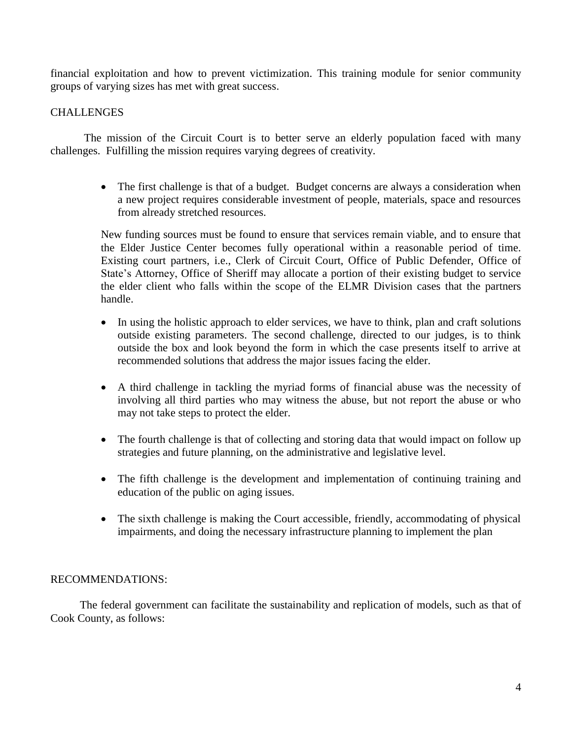financial exploitation and how to prevent victimization. This training module for senior community groups of varying sizes has met with great success.

## CHALLENGES

The mission of the Circuit Court is to better serve an elderly population faced with many challenges. Fulfilling the mission requires varying degrees of creativity.

- The first challenge is that of a budget. Budget concerns are always a consideration when a new project requires considerable investment of people, materials, space and resources from already stretched resources.

  New funding sources must be found to ensure that services remain viable, and to ensure that the Elder Justice Center becomes fully operational within a reasonable period of time. Existing court partners, i.e., Clerk of Circuit Court, Office of Public Defender, Office of State's Attorney, Office of Sheriff may allocate a portion of their existing budget to service the elder client who falls within the scope of the ELMR Division cases that the partners handle.

- In using the holistic approach to elder services, we have to think, plan and craft solutions outside existing parameters. The second challenge, directed to our judges, is to think outside the box and look beyond the form in which the case presents itself to arrive at recommended solutions that address the major issues facing the elder.

- A third challenge in tackling the myriad forms of financial abuse was the necessity of involving all third parties who may witness the abuse, but not report the abuse or who may not take steps to protect the elder.

- The fourth challenge is that of collecting and storing data that would impact on follow up strategies and future planning, on the administrative and legislative level.

- The fifth challenge is the development and implementation of continuing training and education of the public on aging issues.

- The sixth challenge is making the Court accessible, friendly, accommodating of physical impairments, and doing the necessary infrastructure planning to implement the plan

## RECOMMENDATIONS:

The federal government can facilitate the sustainability and replication of models, such as that of Cook County, as follows: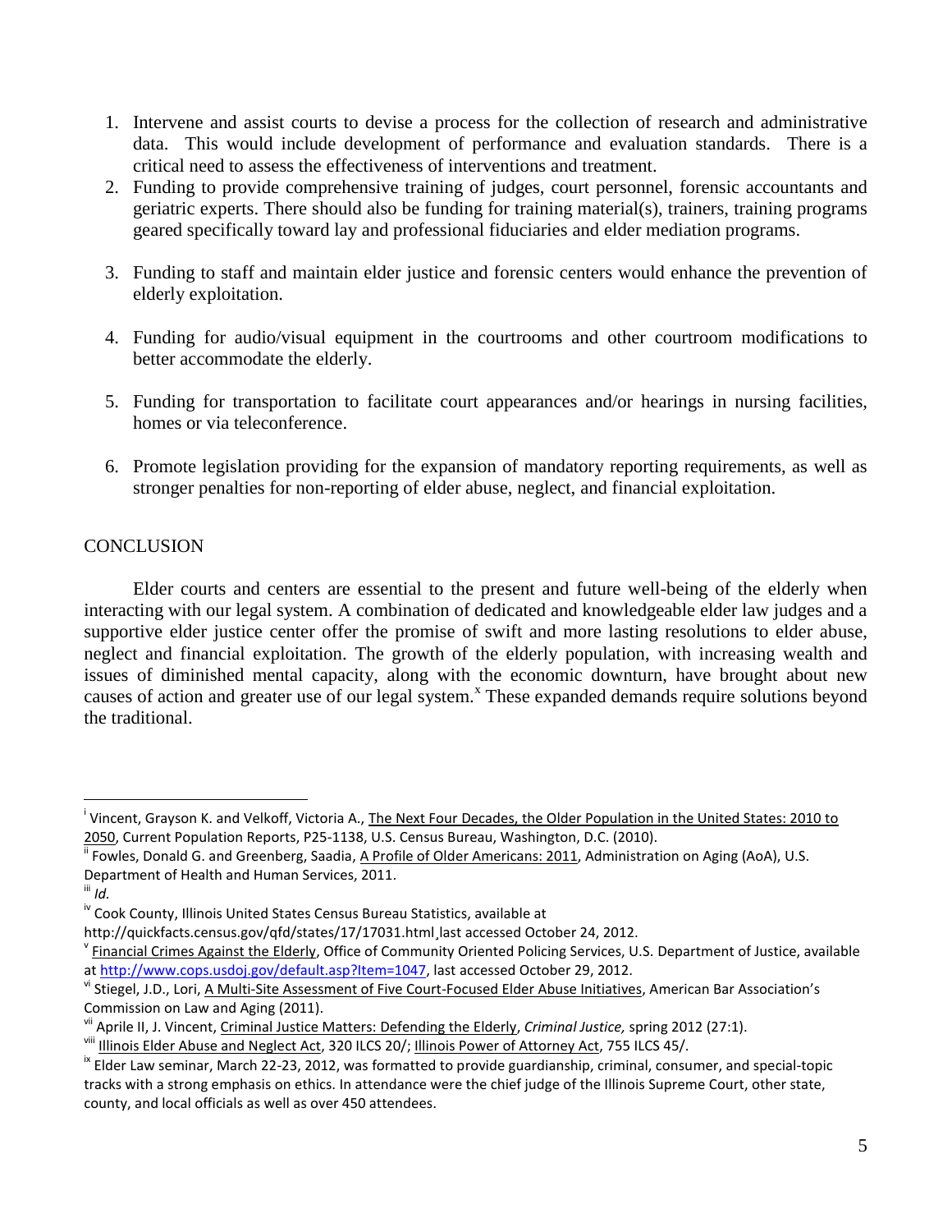1. Intervene and assist courts to devise a process for the collection of research and administrative data. This would include development of performance and evaluation standards. There is a critical need to assess the effectiveness of interventions and treatment.
2. Funding to provide comprehensive training of judges, court personnel, forensic accountants and geriatric experts. There should also be funding for training material(s), trainers, training programs geared specifically toward lay and professional fiduciaries and elder mediation programs.
3. Funding to staff and maintain elder justice and forensic centers would enhance the prevention of elderly exploitation.
4. Funding for audio/visual equipment in the courtrooms and other courtroom modifications to better accommodate the elderly.
5. Funding for transportation to facilitate court appearances and/or hearings in nursing facilities, homes or via teleconference.
6. Promote legislation providing for the expansion of mandatory reporting requirements, as well as stronger penalties for non-reporting of elder abuse, neglect, and financial exploitation.

## CONCLUSION

Elder courts and centers are essential to the present and future well-being of the elderly when interacting with our legal system. A combination of dedicated and knowledgeable elder law judges and a supportive elder justice center offer the promise of swift and more lasting resolutions to elder abuse, neglect and financial exploitation. The growth of the elderly population, with increasing wealth and issues of diminished mental capacity, along with the economic downturn, have brought about new causes of action and greater use of our legal system.[x] These expanded demands require solutions beyond the traditional.

---

[i] Vincent, Grayson K. and Velkoff, Victoria A., The Next Four Decades, the Older Population in the United States: 2010 to 2050, Current Population Reports, P25-1138, U.S. Census Bureau, Washington, D.C. (2010).

[ii] Fowles, Donald G. and Greenberg, Saadia, A Profile of Older Americans: 2011, Administration on Aging (AoA), U.S. Department of Health and Human Services, 2011.

[iii] *Id.*

[iv] Cook County, Illinois United States Census Bureau Statistics, available at http://quickfacts.census.gov/qfd/states/17/17031.html¸last accessed October 24, 2012.

[v] Financial Crimes Against the Elderly, Office of Community Oriented Policing Services, U.S. Department of Justice, available at http://www.cops.usdoj.gov/default.asp?Item=1047, last accessed October 29, 2012.

[vi] Stiegel, J.D., Lori, A Multi-Site Assessment of Five Court-Focused Elder Abuse Initiatives, American Bar Association's Commission on Law and Aging (2011).

[vii] Aprile II, J. Vincent, Criminal Justice Matters: Defending the Elderly, *Criminal Justice,* spring 2012 (27:1).

[viii] Illinois Elder Abuse and Neglect Act, 320 ILCS 20/; Illinois Power of Attorney Act, 755 ILCS 45/.

[ix] Elder Law seminar, March 22-23, 2012, was formatted to provide guardianship, criminal, consumer, and special-topic tracks with a strong emphasis on ethics. In attendance were the chief judge of the Illinois Supreme Court, other state, county, and local officials as well as over 450 attendees.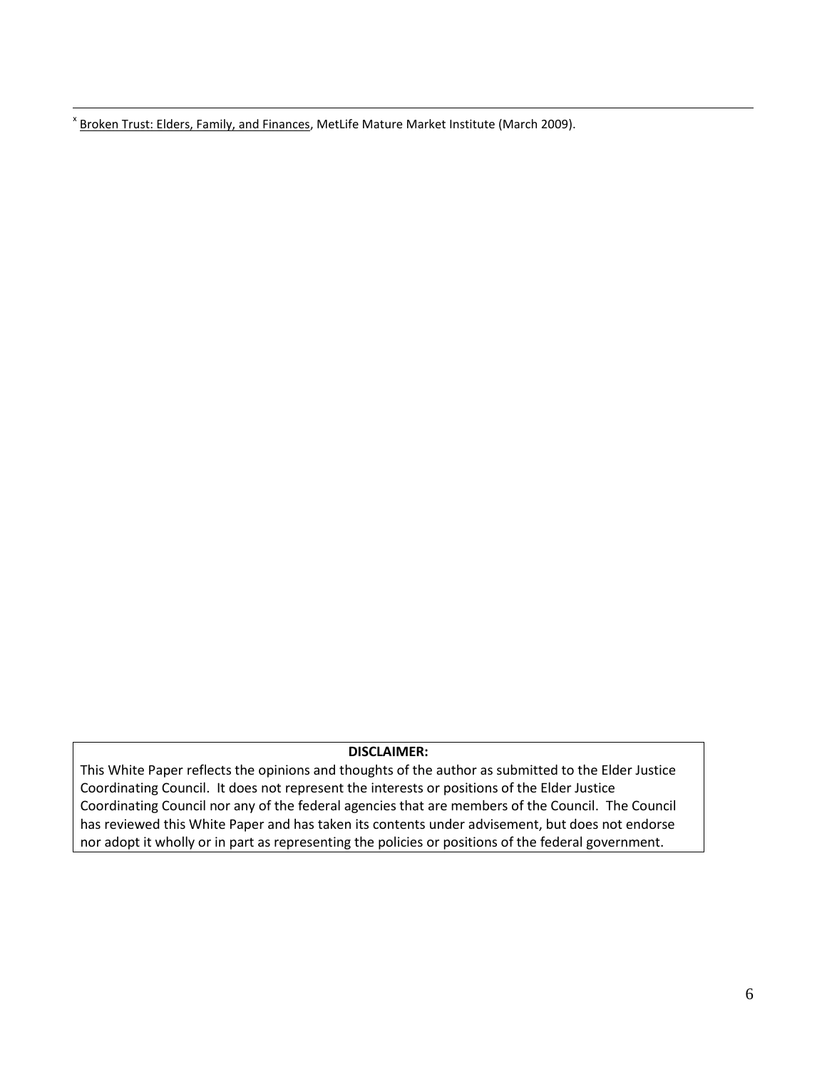[x] Broken Trust: Elders, Family, and Finances, MetLife Mature Market Institute (March 2009).

**DISCLAIMER:**

This White Paper reflects the opinions and thoughts of the author as submitted to the Elder Justice Coordinating Council. It does not represent the interests or positions of the Elder Justice Coordinating Council nor any of the federal agencies that are members of the Council. The Council has reviewed this White Paper and has taken its contents under advisement, but does not endorse nor adopt it wholly or in part as representing the policies or positions of the federal government.